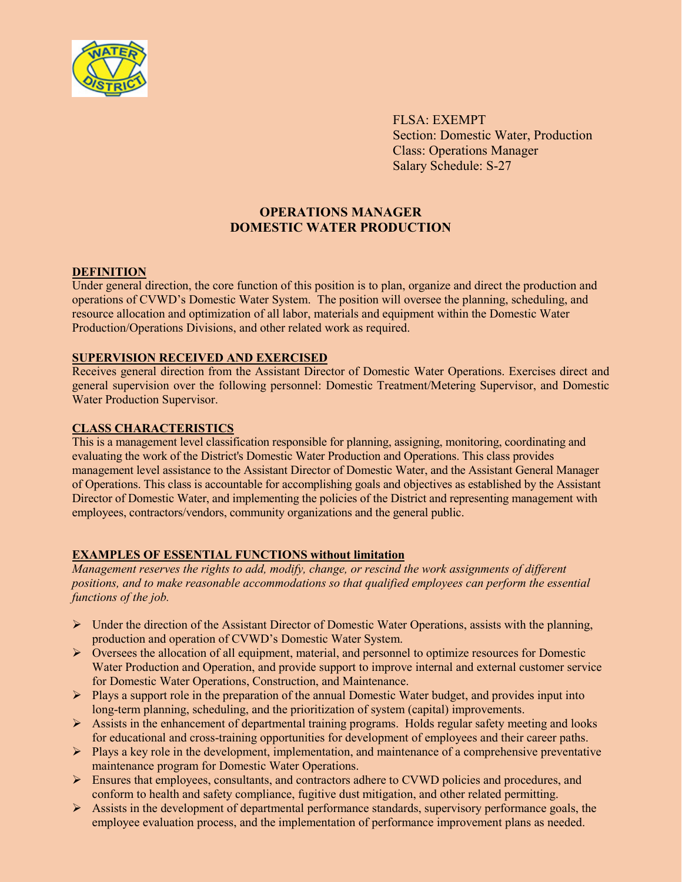FLSA: EXEMPT
Section: Domestic Water, Production
Class: Operations Manager
Salary Schedule: S-27

# OPERATIONS MANAGER
# DOMESTIC WATER PRODUCTION

## DEFINITION

Under general direction, the core function of this position is to plan, organize and direct the production and operations of CVWD's Domestic Water System. The position will oversee the planning, scheduling, and resource allocation and optimization of all labor, materials and equipment within the Domestic Water Production/Operations Divisions, and other related work as required.

## SUPERVISION RECEIVED AND EXERCISED

Receives general direction from the Assistant Director of Domestic Water Operations. Exercises direct and general supervision over the following personnel: Domestic Treatment/Metering Supervisor, and Domestic Water Production Supervisor.

## CLASS CHARACTERISTICS

This is a management level classification responsible for planning, assigning, monitoring, coordinating and evaluating the work of the District's Domestic Water Production and Operations. This class provides management level assistance to the Assistant Director of Domestic Water, and the Assistant General Manager of Operations. This class is accountable for accomplishing goals and objectives as established by the Assistant Director of Domestic Water, and implementing the policies of the District and representing management with employees, contractors/vendors, community organizations and the general public.

## EXAMPLES OF ESSENTIAL FUNCTIONS without limitation

*Management reserves the rights to add, modify, change, or rescind the work assignments of different positions, and to make reasonable accommodations so that qualified employees can perform the essential functions of the job.*

- Under the direction of the Assistant Director of Domestic Water Operations, assists with the planning, production and operation of CVWD's Domestic Water System.
- Oversees the allocation of all equipment, material, and personnel to optimize resources for Domestic Water Production and Operation, and provide support to improve internal and external customer service for Domestic Water Operations, Construction, and Maintenance.
- Plays a support role in the preparation of the annual Domestic Water budget, and provides input into long-term planning, scheduling, and the prioritization of system (capital) improvements.
- Assists in the enhancement of departmental training programs. Holds regular safety meeting and looks for educational and cross-training opportunities for development of employees and their career paths.
- Plays a key role in the development, implementation, and maintenance of a comprehensive preventative maintenance program for Domestic Water Operations.
- Ensures that employees, consultants, and contractors adhere to CVWD policies and procedures, and conform to health and safety compliance, fugitive dust mitigation, and other related permitting.
- Assists in the development of departmental performance standards, supervisory performance goals, the employee evaluation process, and the implementation of performance improvement plans as needed.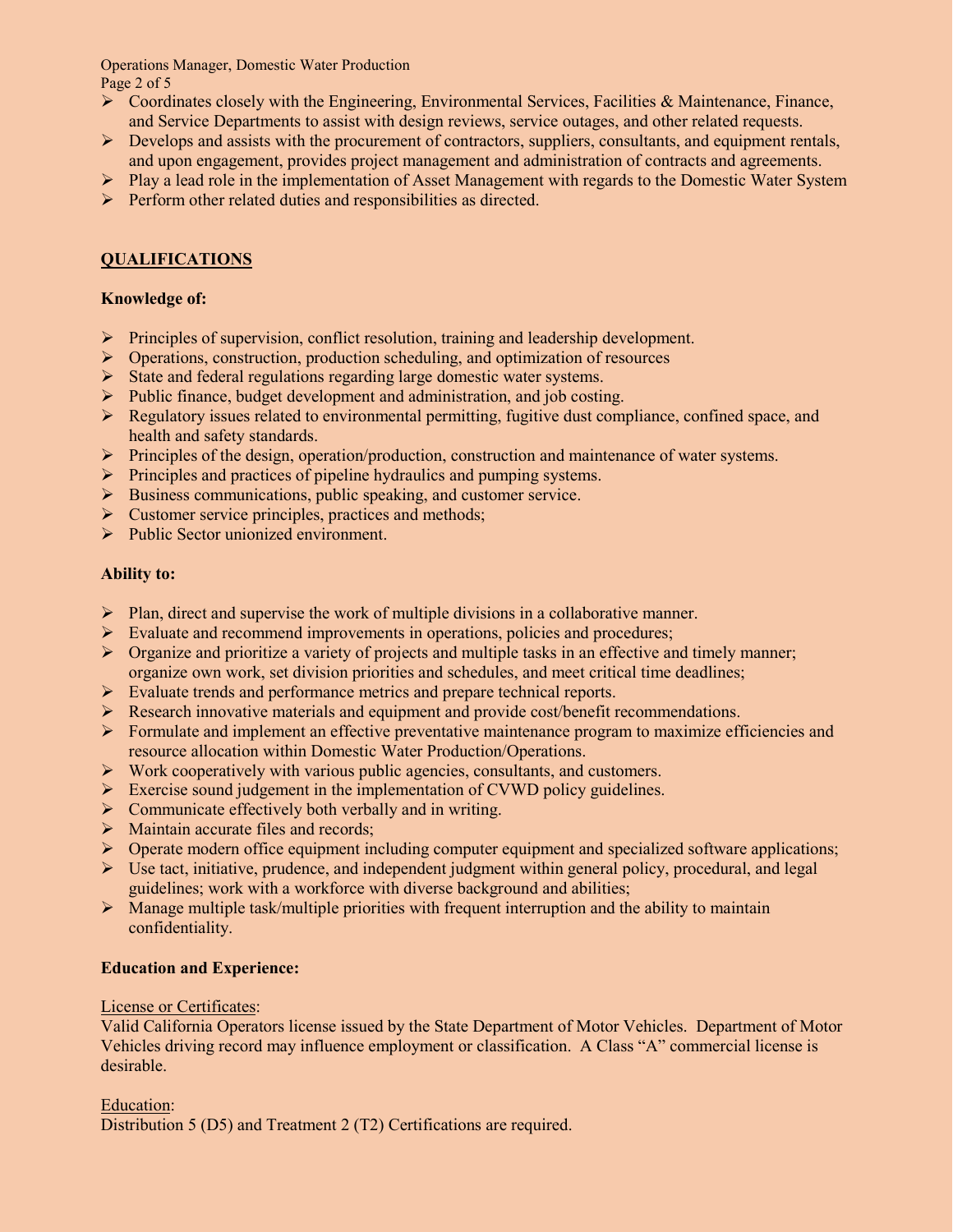- Coordinates closely with the Engineering, Environmental Services, Facilities & Maintenance, Finance, and Service Departments to assist with design reviews, service outages, and other related requests.
- Develops and assists with the procurement of contractors, suppliers, consultants, and equipment rentals, and upon engagement, provides project management and administration of contracts and agreements.
- Play a lead role in the implementation of Asset Management with regards to the Domestic Water System
- Perform other related duties and responsibilities as directed.

## QUALIFICATIONS

**Knowledge of:**

- Principles of supervision, conflict resolution, training and leadership development.
- Operations, construction, production scheduling, and optimization of resources
- State and federal regulations regarding large domestic water systems.
- Public finance, budget development and administration, and job costing.
- Regulatory issues related to environmental permitting, fugitive dust compliance, confined space, and health and safety standards.
- Principles of the design, operation/production, construction and maintenance of water systems.
- Principles and practices of pipeline hydraulics and pumping systems.
- Business communications, public speaking, and customer service.
- Customer service principles, practices and methods;
- Public Sector unionized environment.

**Ability to:**

- Plan, direct and supervise the work of multiple divisions in a collaborative manner.
- Evaluate and recommend improvements in operations, policies and procedures;
- Organize and prioritize a variety of projects and multiple tasks in an effective and timely manner; organize own work, set division priorities and schedules, and meet critical time deadlines;
- Evaluate trends and performance metrics and prepare technical reports.
- Research innovative materials and equipment and provide cost/benefit recommendations.
- Formulate and implement an effective preventative maintenance program to maximize efficiencies and resource allocation within Domestic Water Production/Operations.
- Work cooperatively with various public agencies, consultants, and customers.
- Exercise sound judgement in the implementation of CVWD policy guidelines.
- Communicate effectively both verbally and in writing.
- Maintain accurate files and records;
- Operate modern office equipment including computer equipment and specialized software applications;
- Use tact, initiative, prudence, and independent judgment within general policy, procedural, and legal guidelines; work with a workforce with diverse background and abilities;
- Manage multiple task/multiple priorities with frequent interruption and the ability to maintain confidentiality.

**Education and Experience:**

License or Certificates:
Valid California Operators license issued by the State Department of Motor Vehicles. Department of Motor Vehicles driving record may influence employment or classification. A Class "A" commercial license is desirable.

Education:
Distribution 5 (D5) and Treatment 2 (T2) Certifications are required.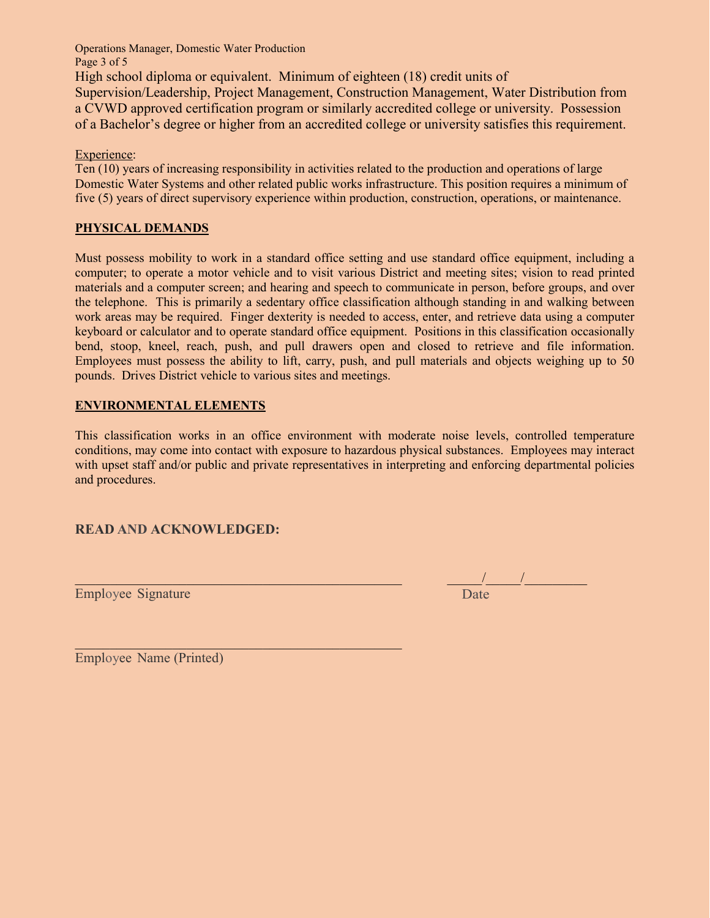High school diploma or equivalent. Minimum of eighteen (18) credit units of Supervision/Leadership, Project Management, Construction Management, Water Distribution from a CVWD approved certification program or similarly accredited college or university. Possession of a Bachelor's degree or higher from an accredited college or university satisfies this requirement.

Experience:

Ten (10) years of increasing responsibility in activities related to the production and operations of large Domestic Water Systems and other related public works infrastructure. This position requires a minimum of five (5) years of direct supervisory experience within production, construction, operations, or maintenance.

## PHYSICAL DEMANDS

Must possess mobility to work in a standard office setting and use standard office equipment, including a computer; to operate a motor vehicle and to visit various District and meeting sites; vision to read printed materials and a computer screen; and hearing and speech to communicate in person, before groups, and over the telephone. This is primarily a sedentary office classification although standing in and walking between work areas may be required. Finger dexterity is needed to access, enter, and retrieve data using a computer keyboard or calculator and to operate standard office equipment. Positions in this classification occasionally bend, stoop, kneel, reach, push, and pull drawers open and closed to retrieve and file information. Employees must possess the ability to lift, carry, push, and pull materials and objects weighing up to 50 pounds. Drives District vehicle to various sites and meetings.

## ENVIRONMENTAL ELEMENTS

This classification works in an office environment with moderate noise levels, controlled temperature conditions, may come into contact with exposure to hazardous physical substances. Employees may interact with upset staff and/or public and private representatives in interpreting and enforcing departmental policies and procedures.

## READ AND ACKNOWLEDGED:

_______________________________________________ &nbsp;&nbsp;&nbsp;&nbsp; _____/_____/_________

Employee Signature &nbsp;&nbsp;&nbsp;&nbsp; Date

_______________________________________________

Employee Name (Printed)